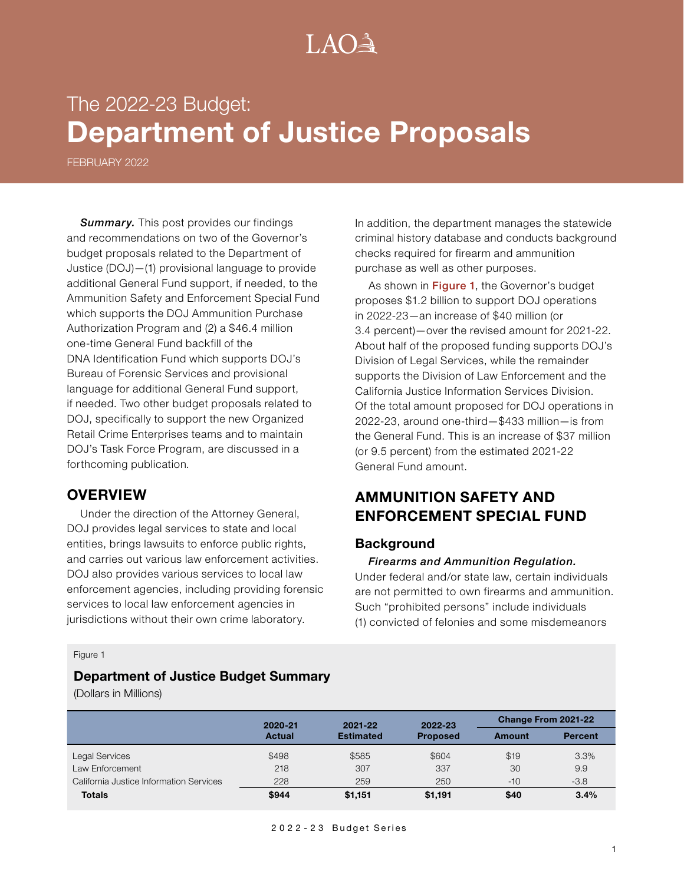LAO

# The 2022-23 Budget:
# Department of Justice Proposals

FEBRUARY 2022

***Summary.*** This post provides our findings and recommendations on two of the Governor's budget proposals related to the Department of Justice (DOJ)—(1) provisional language to provide additional General Fund support, if needed, to the Ammunition Safety and Enforcement Special Fund which supports the DOJ Ammunition Purchase Authorization Program and (2) a $46.4 million one-time General Fund backfill of the DNA Identification Fund which supports DOJ's Bureau of Forensic Services and provisional language for additional General Fund support, if needed. Two other budget proposals related to DOJ, specifically to support the new Organized Retail Crime Enterprises teams and to maintain DOJ's Task Force Program, are discussed in a forthcoming publication.

## OVERVIEW

Under the direction of the Attorney General, DOJ provides legal services to state and local entities, brings lawsuits to enforce public rights, and carries out various law enforcement activities. DOJ also provides various services to local law enforcement agencies, including providing forensic services to local law enforcement agencies in jurisdictions without their own crime laboratory. In addition, the department manages the statewide criminal history database and conducts background checks required for firearm and ammunition purchase as well as other purposes.

As shown in **Figure 1**, the Governor's budget proposes $1.2 billion to support DOJ operations in 2022-23—an increase of $40 million (or 3.4 percent)—over the revised amount for 2021-22. About half of the proposed funding supports DOJ's Division of Legal Services, while the remainder supports the Division of Law Enforcement and the California Justice Information Services Division. Of the total amount proposed for DOJ operations in 2022-23, around one-third—$433 million—is from the General Fund. This is an increase of $37 million (or 9.5 percent) from the estimated 2021-22 General Fund amount.

Figure 1

**Department of Justice Budget Summary**

(Dollars in Millions)

| | 2020-21 Actual | 2021-22 Estimated | 2022-23 Proposed | Change From 2021-22 | |
|---|---|---|---|---|---|
| | | | | Amount | Percent |
| Legal Services | $498 | $585 | $604 | $19 | 3.3% |
| Law Enforcement | 218 | 307 | 337 | 30 | 9.9 |
| California Justice Information Services | 228 | 259 | 250 | -10 | -3.8 |
| **Totals** | **$944** | **$1,151** | **$1,191** | **$40** | **3.4%** |

## AMMUNITION SAFETY AND ENFORCEMENT SPECIAL FUND

### Background

***Firearms and Ammunition Regulation.*** Under federal and/or state law, certain individuals are not permitted to own firearms and ammunition. Such "prohibited persons" include individuals (1) convicted of felonies and some misdemeanors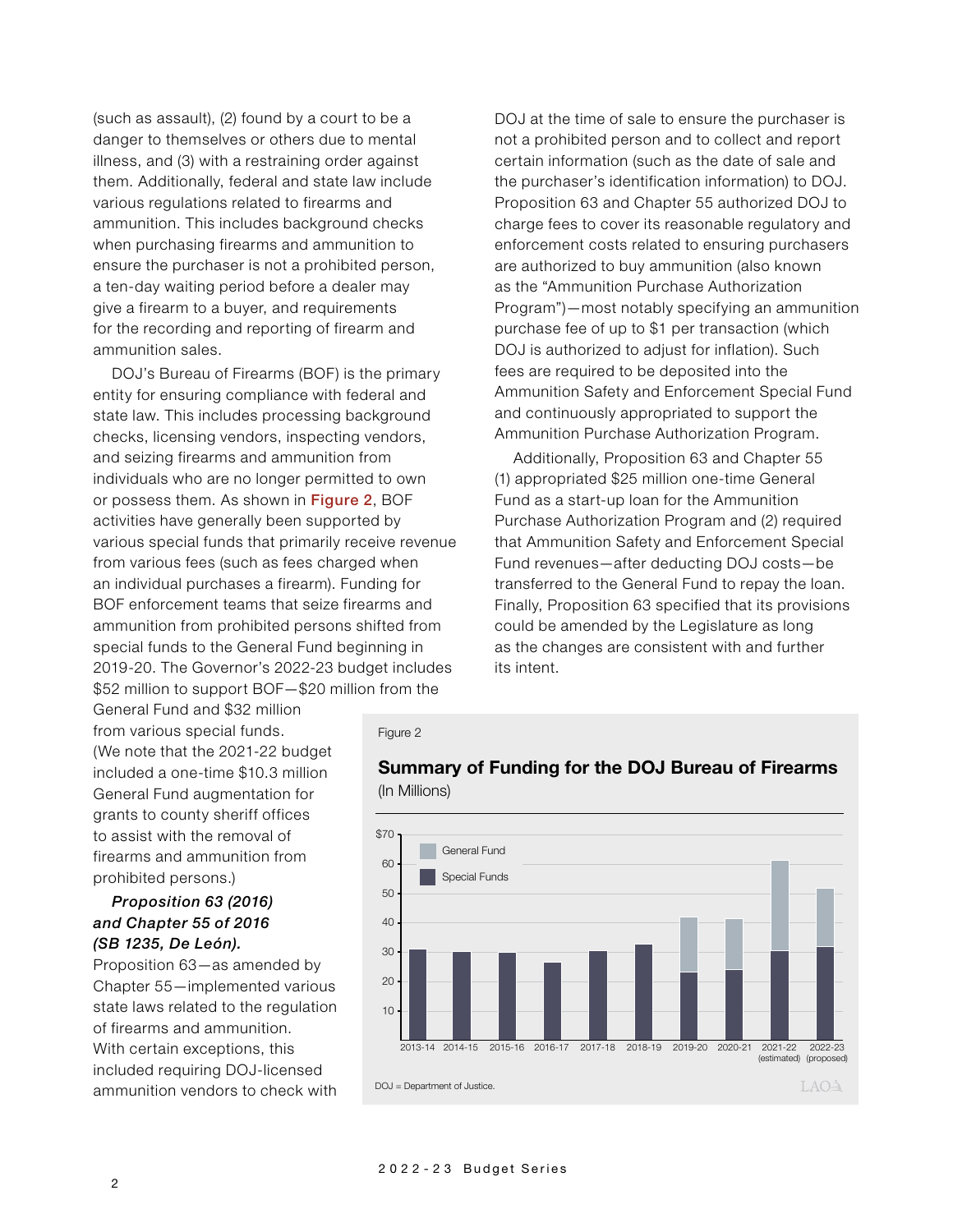(such as assault), (2) found by a court to be a danger to themselves or others due to mental illness, and (3) with a restraining order against them. Additionally, federal and state law include various regulations related to firearms and ammunition. This includes background checks when purchasing firearms and ammunition to ensure the purchaser is not a prohibited person, a ten-day waiting period before a dealer may give a firearm to a buyer, and requirements for the recording and reporting of firearm and ammunition sales.

DOJ's Bureau of Firearms (BOF) is the primary entity for ensuring compliance with federal and state law. This includes processing background checks, licensing vendors, inspecting vendors, and seizing firearms and ammunition from individuals who are no longer permitted to own or possess them. As shown in Figure 2, BOF activities have generally been supported by various special funds that primarily receive revenue from various fees (such as fees charged when an individual purchases a firearm). Funding for BOF enforcement teams that seize firearms and ammunition from prohibited persons shifted from special funds to the General Fund beginning in 2019-20. The Governor's 2022-23 budget includes $52 million to support BOF—$20 million from the General Fund and $32 million from various special funds. (We note that the 2021-22 budget included a one-time $10.3 million General Fund augmentation for grants to county sheriff offices to assist with the removal of firearms and ammunition from prohibited persons.)

***Proposition 63 (2016) and Chapter 55 of 2016 (SB 1235, De León).*** Proposition 63—as amended by Chapter 55—implemented various state laws related to the regulation of firearms and ammunition. With certain exceptions, this included requiring DOJ-licensed ammunition vendors to check with DOJ at the time of sale to ensure the purchaser is not a prohibited person and to collect and report certain information (such as the date of sale and the purchaser's identification information) to DOJ. Proposition 63 and Chapter 55 authorized DOJ to charge fees to cover its reasonable regulatory and enforcement costs related to ensuring purchasers are authorized to buy ammunition (also known as the "Ammunition Purchase Authorization Program")—most notably specifying an ammunition purchase fee of up to $1 per transaction (which DOJ is authorized to adjust for inflation). Such fees are required to be deposited into the Ammunition Safety and Enforcement Special Fund and continuously appropriated to support the Ammunition Purchase Authorization Program.

Additionally, Proposition 63 and Chapter 55 (1) appropriated $25 million one-time General Fund as a start-up loan for the Ammunition Purchase Authorization Program and (2) required that Ammunition Safety and Enforcement Special Fund revenues—after deducting DOJ costs—be transferred to the General Fund to repay the loan. Finally, Proposition 63 specified that its provisions could be amended by the Legislature as long as the changes are consistent with and further its intent.

Figure 2

**Summary of Funding for the DOJ Bureau of Firearms**
(In Millions)

DOJ = Department of Justice.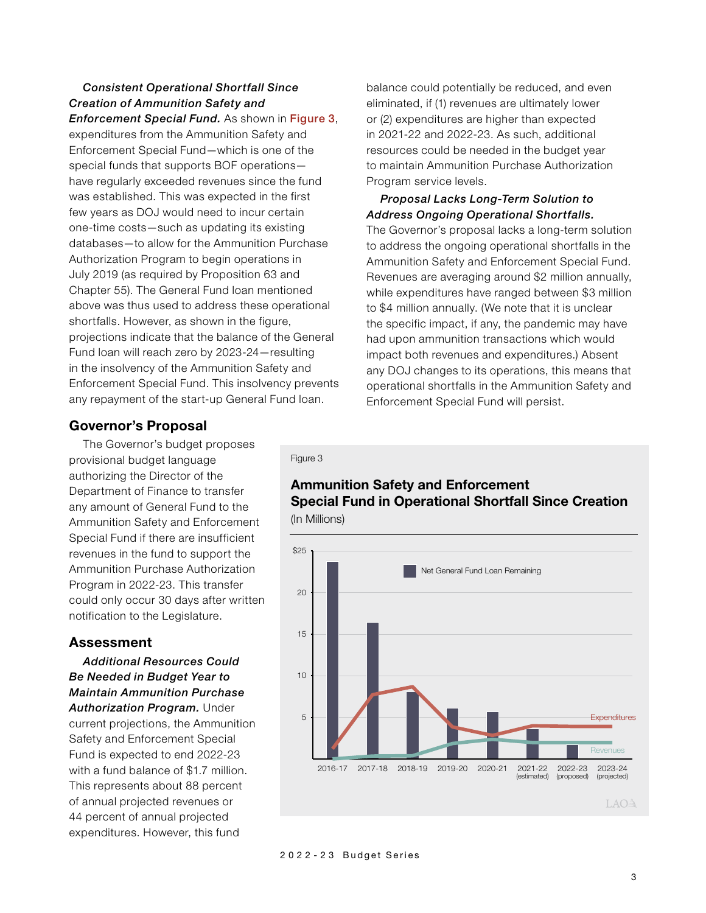***Consistent Operational Shortfall Since Creation of Ammunition Safety and Enforcement Special Fund.*** As shown in Figure 3, expenditures from the Ammunition Safety and Enforcement Special Fund—which is one of the special funds that supports BOF operations—have regularly exceeded revenues since the fund was established. This was expected in the first few years as DOJ would need to incur certain one-time costs—such as updating its existing databases—to allow for the Ammunition Purchase Authorization Program to begin operations in July 2019 (as required by Proposition 63 and Chapter 55). The General Fund loan mentioned above was thus used to address these operational shortfalls. However, as shown in the figure, projections indicate that the balance of the General Fund loan will reach zero by 2023-24—resulting in the insolvency of the Ammunition Safety and Enforcement Special Fund. This insolvency prevents any repayment of the start-up General Fund loan.

## Governor's Proposal

The Governor's budget proposes provisional budget language authorizing the Director of the Department of Finance to transfer any amount of General Fund to the Ammunition Safety and Enforcement Special Fund if there are insufficient revenues in the fund to support the Ammunition Purchase Authorization Program in 2022-23. This transfer could only occur 30 days after written notification to the Legislature.

## Assessment

***Additional Resources Could Be Needed in Budget Year to Maintain Ammunition Purchase Authorization Program.*** Under current projections, the Ammunition Safety and Enforcement Special Fund is expected to end 2022-23 with a fund balance of $1.7 million. This represents about 88 percent of annual projected revenues or 44 percent of annual projected expenditures. However, this fund balance could potentially be reduced, and even eliminated, if (1) revenues are ultimately lower or (2) expenditures are higher than expected in 2021-22 and 2022-23. As such, additional resources could be needed in the budget year to maintain Ammunition Purchase Authorization Program service levels.

***Proposal Lacks Long-Term Solution to Address Ongoing Operational Shortfalls.*** The Governor's proposal lacks a long-term solution to address the ongoing operational shortfalls in the Ammunition Safety and Enforcement Special Fund. Revenues are averaging around $2 million annually, while expenditures have ranged between $3 million to $4 million annually. (We note that it is unclear the specific impact, if any, the pandemic may have had upon ammunition transactions which would impact both revenues and expenditures.) Absent any DOJ changes to its operations, this means that operational shortfalls in the Ammunition Safety and Enforcement Special Fund will persist.

Figure 3

**Ammunition Safety and Enforcement Special Fund in Operational Shortfall Since Creation**

(In Millions)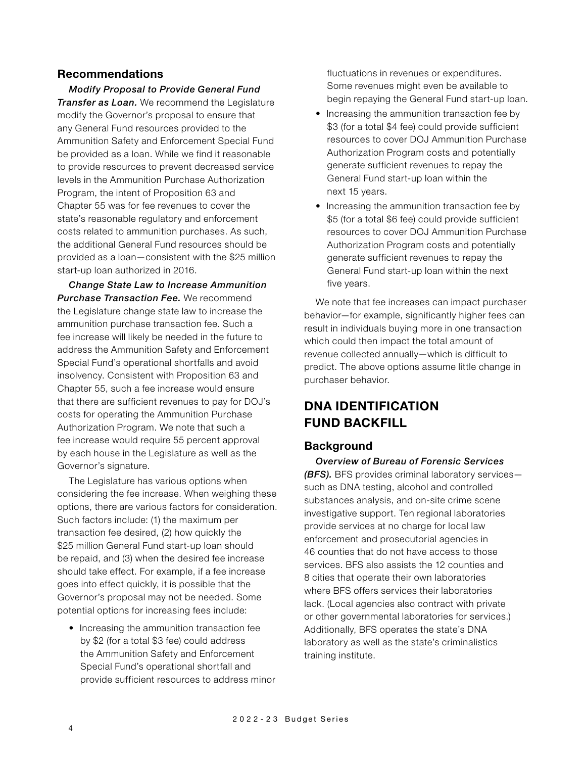### Recommendations

***Modify Proposal to Provide General Fund Transfer as Loan.*** We recommend the Legislature modify the Governor's proposal to ensure that any General Fund resources provided to the Ammunition Safety and Enforcement Special Fund be provided as a loan. While we find it reasonable to provide resources to prevent decreased service levels in the Ammunition Purchase Authorization Program, the intent of Proposition 63 and Chapter 55 was for fee revenues to cover the state's reasonable regulatory and enforcement costs related to ammunition purchases. As such, the additional General Fund resources should be provided as a loan—consistent with the $25 million start-up loan authorized in 2016.

***Change State Law to Increase Ammunition Purchase Transaction Fee.*** We recommend the Legislature change state law to increase the ammunition purchase transaction fee. Such a fee increase will likely be needed in the future to address the Ammunition Safety and Enforcement Special Fund's operational shortfalls and avoid insolvency. Consistent with Proposition 63 and Chapter 55, such a fee increase would ensure that there are sufficient revenues to pay for DOJ's costs for operating the Ammunition Purchase Authorization Program. We note that such a fee increase would require 55 percent approval by each house in the Legislature as well as the Governor's signature.

The Legislature has various options when considering the fee increase. When weighing these options, there are various factors for consideration. Such factors include: (1) the maximum per transaction fee desired, (2) how quickly the $25 million General Fund start-up loan should be repaid, and (3) when the desired fee increase should take effect. For example, if a fee increase goes into effect quickly, it is possible that the Governor's proposal may not be needed. Some potential options for increasing fees include:

- Increasing the ammunition transaction fee by $2 (for a total $3 fee) could address the Ammunition Safety and Enforcement Special Fund's operational shortfall and provide sufficient resources to address minor fluctuations in revenues or expenditures. Some revenues might even be available to begin repaying the General Fund start-up loan.
- Increasing the ammunition transaction fee by $3 (for a total $4 fee) could provide sufficient resources to cover DOJ Ammunition Purchase Authorization Program costs and potentially generate sufficient revenues to repay the General Fund start-up loan within the next 15 years.
- Increasing the ammunition transaction fee by $5 (for a total $6 fee) could provide sufficient resources to cover DOJ Ammunition Purchase Authorization Program costs and potentially generate sufficient revenues to repay the General Fund start-up loan within the next five years.

We note that fee increases can impact purchaser behavior—for example, significantly higher fees can result in individuals buying more in one transaction which could then impact the total amount of revenue collected annually—which is difficult to predict. The above options assume little change in purchaser behavior.

## DNA IDENTIFICATION FUND BACKFILL

### Background

***Overview of Bureau of Forensic Services (BFS).*** BFS provides criminal laboratory services—such as DNA testing, alcohol and controlled substances analysis, and on-site crime scene investigative support. Ten regional laboratories provide services at no charge for local law enforcement and prosecutorial agencies in 46 counties that do not have access to those services. BFS also assists the 12 counties and 8 cities that operate their own laboratories where BFS offers services their laboratories lack. (Local agencies also contract with private or other governmental laboratories for services.) Additionally, BFS operates the state's DNA laboratory as well as the state's criminalistics training institute.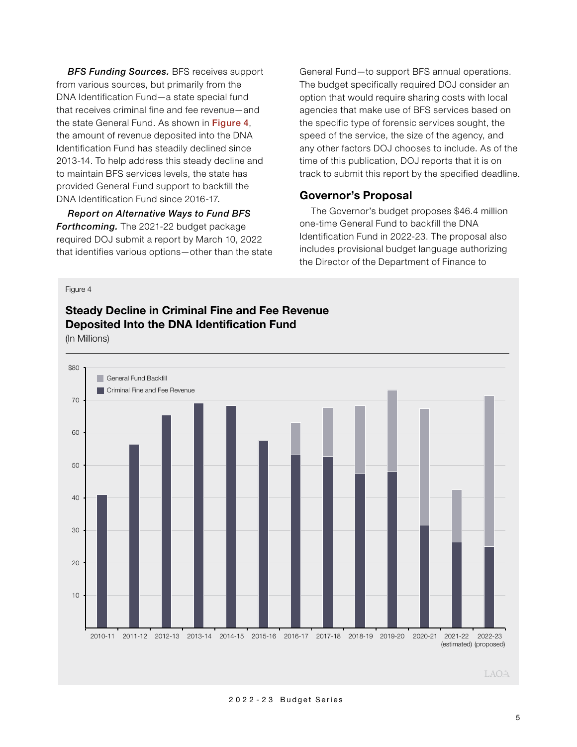***BFS Funding Sources.*** BFS receives support from various sources, but primarily from the DNA Identification Fund—a state special fund that receives criminal fine and fee revenue—and the state General Fund. As shown in Figure 4, the amount of revenue deposited into the DNA Identification Fund has steadily declined since 2013-14. To help address this steady decline and to maintain BFS services levels, the state has provided General Fund support to backfill the DNA Identification Fund since 2016-17.

***Report on Alternative Ways to Fund BFS Forthcoming.*** The 2021-22 budget package required DOJ submit a report by March 10, 2022 that identifies various options—other than the state General Fund—to support BFS annual operations. The budget specifically required DOJ consider an option that would require sharing costs with local agencies that make use of BFS services based on the specific type of forensic services sought, the speed of the service, the size of the agency, and any other factors DOJ chooses to include. As of the time of this publication, DOJ reports that it is on track to submit this report by the specified deadline.

## Governor's Proposal

The Governor's budget proposes $46.4 million one-time General Fund to backfill the DNA Identification Fund in 2022-23. The proposal also includes provisional budget language authorizing the Director of the Department of Finance to

Figure 4

**Steady Decline in Criminal Fine and Fee Revenue Deposited Into the DNA Identification Fund**

(In Millions)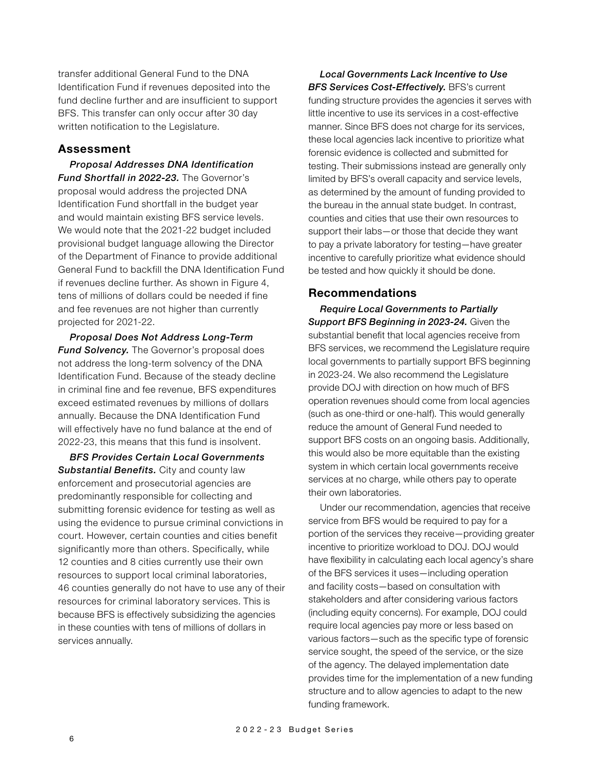transfer additional General Fund to the DNA Identification Fund if revenues deposited into the fund decline further and are insufficient to support BFS. This transfer can only occur after 30 day written notification to the Legislature.

## Assessment

***Proposal Addresses DNA Identification Fund Shortfall in 2022-23.*** The Governor's proposal would address the projected DNA Identification Fund shortfall in the budget year and would maintain existing BFS service levels. We would note that the 2021-22 budget included provisional budget language allowing the Director of the Department of Finance to provide additional General Fund to backfill the DNA Identification Fund if revenues decline further. As shown in Figure 4, tens of millions of dollars could be needed if fine and fee revenues are not higher than currently projected for 2021-22.

***Proposal Does Not Address Long-Term Fund Solvency.*** The Governor's proposal does not address the long-term solvency of the DNA Identification Fund. Because of the steady decline in criminal fine and fee revenue, BFS expenditures exceed estimated revenues by millions of dollars annually. Because the DNA Identification Fund will effectively have no fund balance at the end of 2022-23, this means that this fund is insolvent.

***BFS Provides Certain Local Governments Substantial Benefits.*** City and county law enforcement and prosecutorial agencies are predominantly responsible for collecting and submitting forensic evidence for testing as well as using the evidence to pursue criminal convictions in court. However, certain counties and cities benefit significantly more than others. Specifically, while 12 counties and 8 cities currently use their own resources to support local criminal laboratories, 46 counties generally do not have to use any of their resources for criminal laboratory services. This is because BFS is effectively subsidizing the agencies in these counties with tens of millions of dollars in services annually.

***Local Governments Lack Incentive to Use BFS Services Cost-Effectively.*** BFS's current funding structure provides the agencies it serves with little incentive to use its services in a cost-effective manner. Since BFS does not charge for its services, these local agencies lack incentive to prioritize what forensic evidence is collected and submitted for testing. Their submissions instead are generally only limited by BFS's overall capacity and service levels, as determined by the amount of funding provided to the bureau in the annual state budget. In contrast, counties and cities that use their own resources to support their labs—or those that decide they want to pay a private laboratory for testing—have greater incentive to carefully prioritize what evidence should be tested and how quickly it should be done.

## Recommendations

***Require Local Governments to Partially Support BFS Beginning in 2023-24.*** Given the substantial benefit that local agencies receive from BFS services, we recommend the Legislature require local governments to partially support BFS beginning in 2023-24. We also recommend the Legislature provide DOJ with direction on how much of BFS operation revenues should come from local agencies (such as one-third or one-half). This would generally reduce the amount of General Fund needed to support BFS costs on an ongoing basis. Additionally, this would also be more equitable than the existing system in which certain local governments receive services at no charge, while others pay to operate their own laboratories.

Under our recommendation, agencies that receive service from BFS would be required to pay for a portion of the services they receive—providing greater incentive to prioritize workload to DOJ. DOJ would have flexibility in calculating each local agency's share of the BFS services it uses—including operation and facility costs—based on consultation with stakeholders and after considering various factors (including equity concerns). For example, DOJ could require local agencies pay more or less based on various factors—such as the specific type of forensic service sought, the speed of the service, or the size of the agency. The delayed implementation date provides time for the implementation of a new funding structure and to allow agencies to adapt to the new funding framework.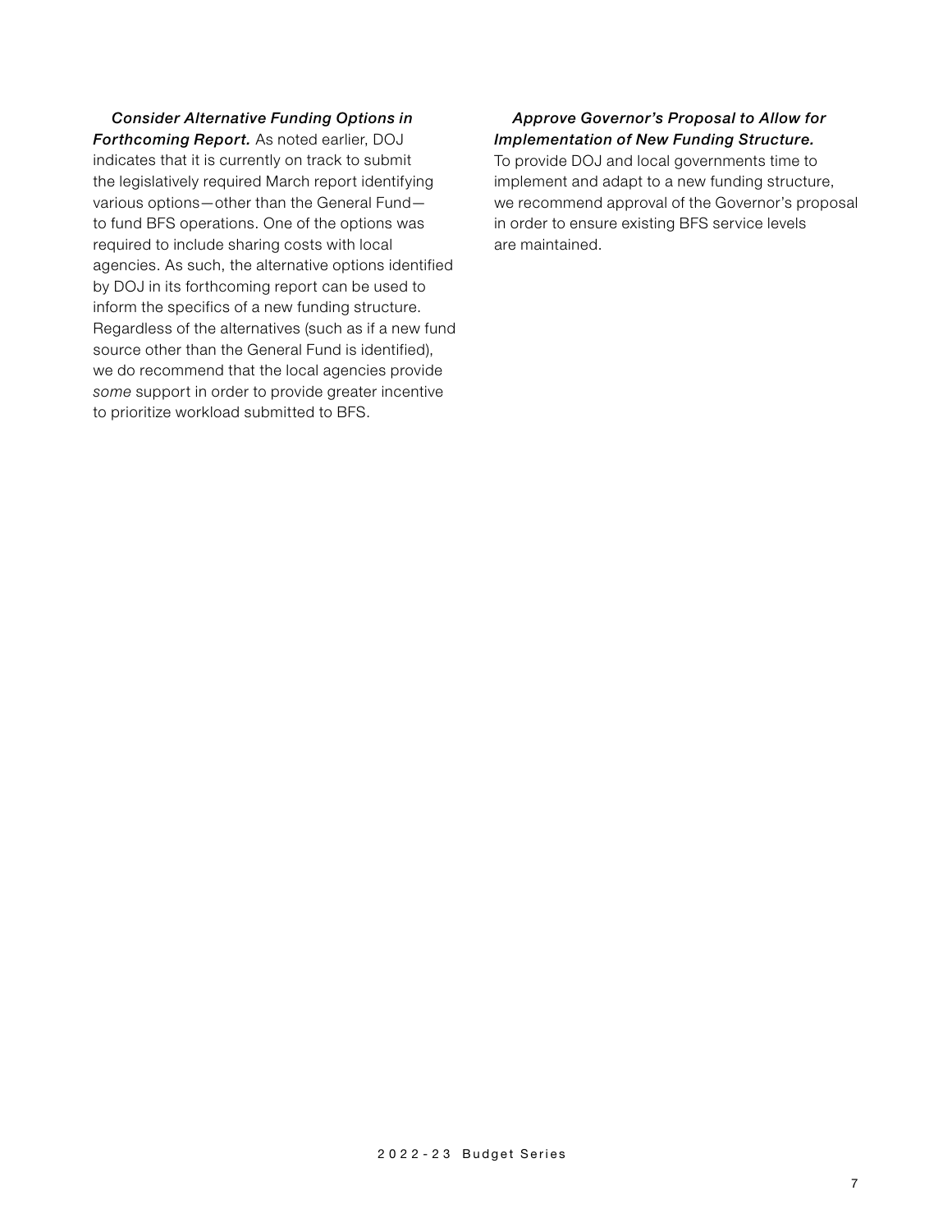***Consider Alternative Funding Options in Forthcoming Report.*** As noted earlier, DOJ indicates that it is currently on track to submit the legislatively required March report identifying various options—other than the General Fund—to fund BFS operations. One of the options was required to include sharing costs with local agencies. As such, the alternative options identified by DOJ in its forthcoming report can be used to inform the specifics of a new funding structure. Regardless of the alternatives (such as if a new fund source other than the General Fund is identified), we do recommend that the local agencies provide *some* support in order to provide greater incentive to prioritize workload submitted to BFS.

***Approve Governor's Proposal to Allow for Implementation of New Funding Structure.*** To provide DOJ and local governments time to implement and adapt to a new funding structure, we recommend approval of the Governor's proposal in order to ensure existing BFS service levels are maintained.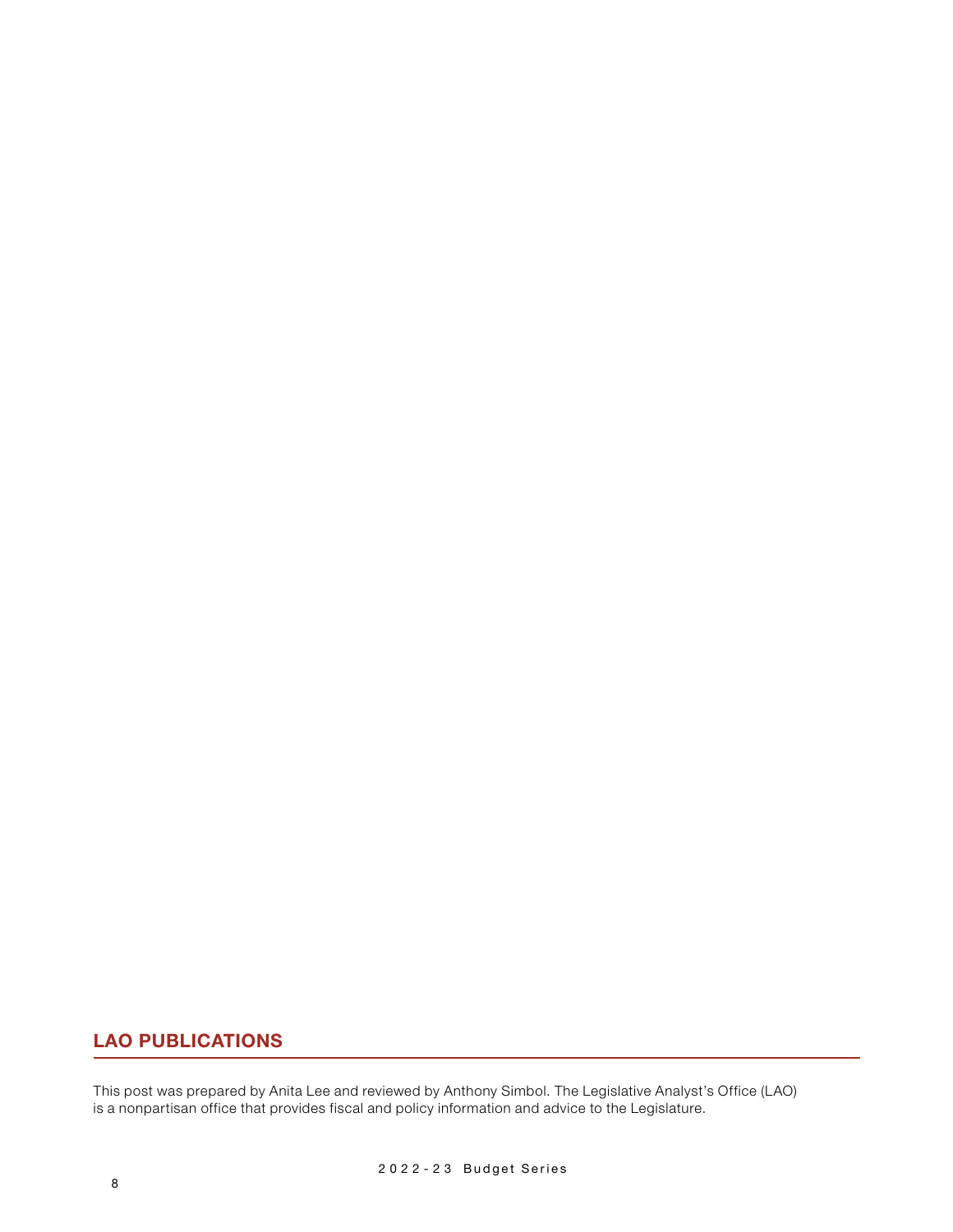## LAO PUBLICATIONS

This post was prepared by Anita Lee and reviewed by Anthony Simbol. The Legislative Analyst's Office (LAO) is a nonpartisan office that provides fiscal and policy information and advice to the Legislature.